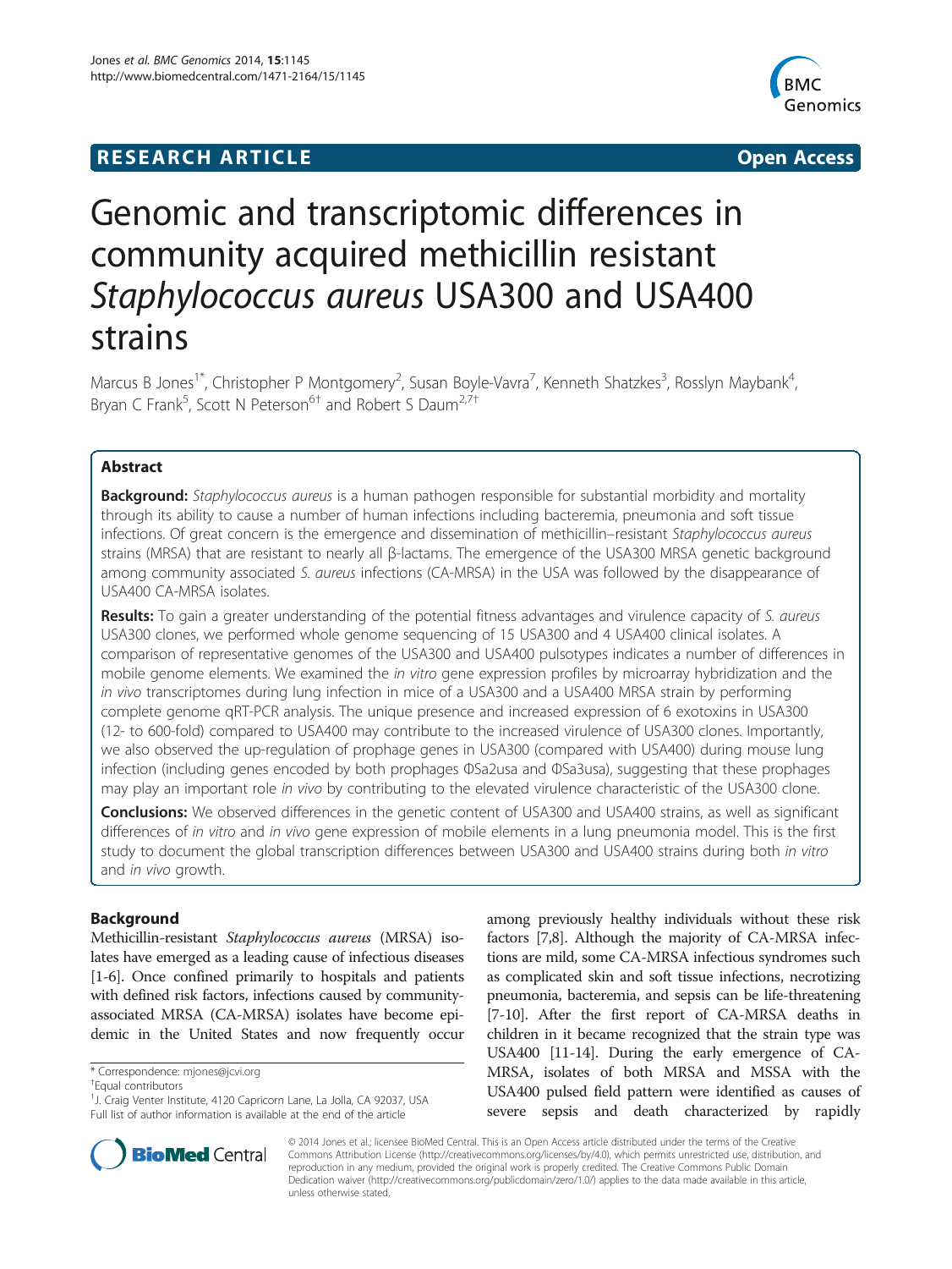**RESEARCH ARTICLE** **Open Access**

# Genomic and transcriptomic differences in community acquired methicillin resistant *Staphylococcus aureus* USA300 and USA400 strains

Marcus B Jones[1*], Christopher P Montgomery[2], Susan Boyle-Vavra[7], Kenneth Shatzkes[3], Rosslyn Maybank[4], Bryan C Frank[5], Scott N Peterson[6†] and Robert S Daum[2,7†]

## Abstract

**Background:** *Staphylococcus aureus* is a human pathogen responsible for substantial morbidity and mortality through its ability to cause a number of human infections including bacteremias, pneumonia and soft tissue infections. Of great concern is the emergence and dissemination of methicillin–resistant *Staphylococcus aureus* strains (MRSA) that are resistant to nearly all β-lactams. The emergence of the USA300 MRSA genetic background among community associated *S. aureus* infections (CA-MRSA) in the USA was followed by the disappearance of USA400 CA-MRSA isolates.

**Results:** To gain a greater understanding of the potential fitness advantages and virulence capacity of *S. aureus* USA300 clones, we performed whole genome sequencing of 15 USA300 and 4 USA400 clinical isolates. A comparison of representative genomes of the USA300 and USA400 pulsotypes indicates a number of differences in mobile genome elements. We examined the *in vitro* gene expression profiles by microarray hybridization and the *in vivo* transcriptomes during lung infection in mice of a USA300 and a USA400 MRSA strain by performing complete genome qRT-PCR analysis. The unique presence and increased expression of 6 exotoxins in USA300 (12- to 600-fold) compared to USA400 may contribute to the increased virulence of USA300 clones. Importantly, we also observed the up-regulation of prophage genes in USA300 (compared with USA400) during mouse lung infection (including genes encoded by both prophages ΦSa2usa and ΦSa3usa), suggesting that these prophages may play an important role *in vivo* by contributing to the elevated virulence characteristic of the USA300 clone.

**Conclusions:** We observed differences in the genetic content of USA300 and USA400 strains, as well as significant differences of *in vitro* and *in vivo* gene expression of mobile elements in a lung pneumonia model. This is the first study to document the global transcription differences between USA300 and USA400 strains during both *in vitro* and *in vivo* growth.

## Background

Methicillin-resistant *Staphylococcus aureus* (MRSA) isolates have emerged as a leading cause of infectious diseases [1-6]. Once confined primarily to hospitals and patients with defined risk factors, infections caused by community-associated MRSA (CA-MRSA) isolates have become epidemic in the United States and now frequently occur among previously healthy individuals without these risk factors [7,8]. Although the majority of CA-MRSA infections are mild, some CA-MRSA infectious syndromes such as complicated skin and soft tissue infections, necrotizing pneumonia, bacteremia, and sepsis can be life-threatening [7-10]. After the first report of CA-MRSA deaths in children in it became recognized that the strain type was USA400 [11-14]. During the early emergence of CA-MRSA, isolates of both MRSA and MSSA with the USA400 pulsed field pattern were identified as causes of severe sepsis and death characterized by rapidly

\* Correspondence: mjones@jcvi.org

†Equal contributors

[1]J. Craig Venter Institute, 4120 Capricorn Lane, La Jolla, CA 92037, USA

Full list of author information is available at the end of the article

© 2014 Jones et al.; licensee BioMed Central. This is an Open Access article distributed under the terms of the Creative Commons Attribution License (http://creativecommons.org/licenses/by/4.0), which permits unrestricted use, distribution, and reproduction in any medium, provided the original work is properly credited. The Creative Commons Public Domain Dedication waiver (http://creativecommons.org/publicdomain/zero/1.0/) applies to the data made available in this article, unless otherwise stated.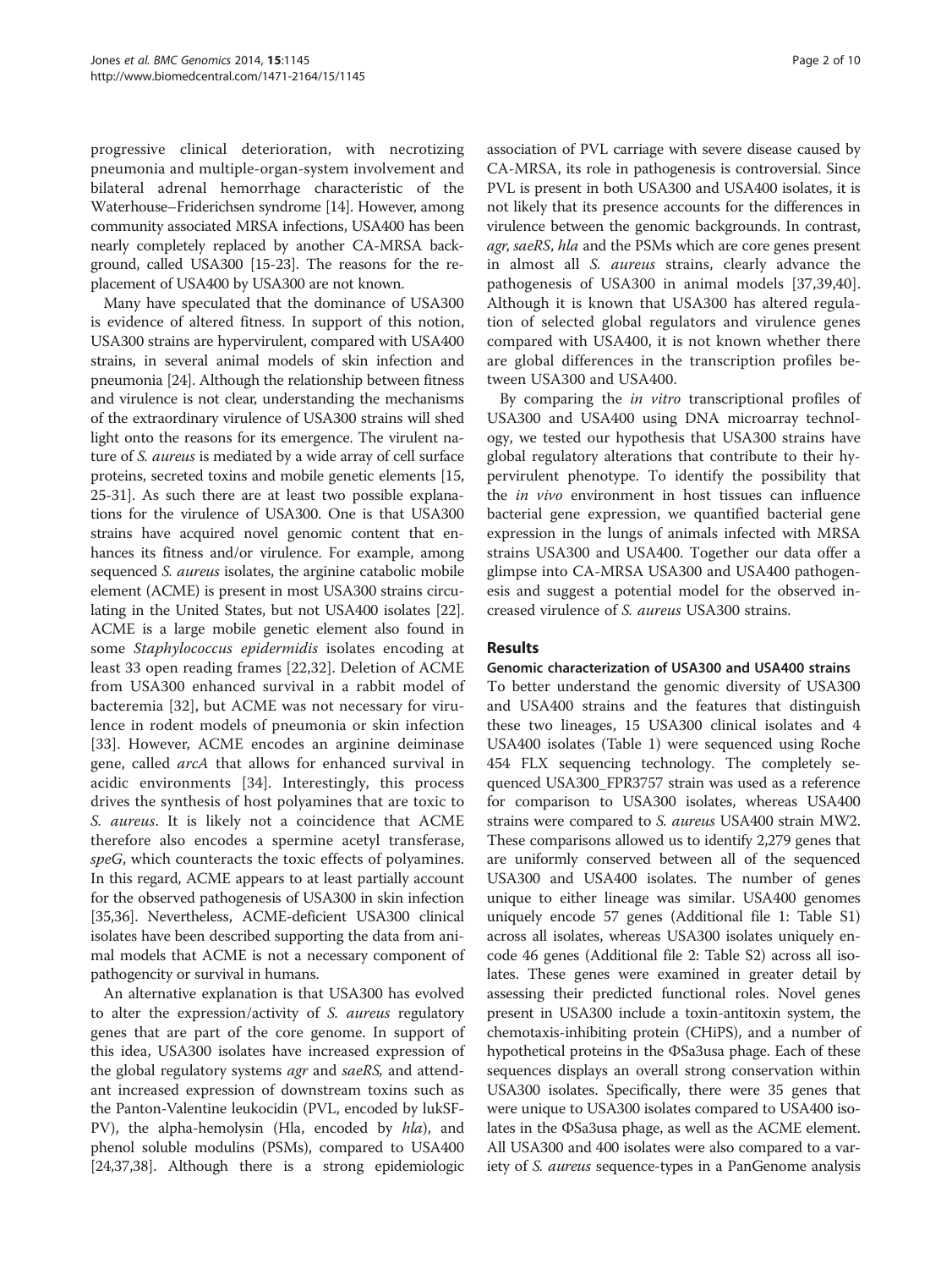progressive clinical deterioration, with necrotizing pneumonia and multiple-organ-system involvement and bilateral adrenal hemorrhage characteristic of the Waterhouse–Friderichsen syndrome [14]. However, among community associated MRSA infections, USA400 has been nearly completely replaced by another CA-MRSA background, called USA300 [15-23]. The reasons for the replacement of USA400 by USA300 are not known.

Many have speculated that the dominance of USA300 is evidence of altered fitness. In support of this notion, USA300 strains are hypervirulent, compared with USA400 strains, in several animal models of skin infection and pneumonia [24]. Although the relationship between fitness and virulence is not clear, understanding the mechanisms of the extraordinary virulence of USA300 strains will shed light onto the reasons for its emergence. The virulent nature of *S. aureus* is mediated by a wide array of cell surface proteins, secreted toxins and mobile genetic elements [15, 25-31]. As such there are at least two possible explanations for the virulence of USA300. One is that USA300 strains have acquired novel genomic content that enhances its fitness and/or virulence. For example, among sequenced *S. aureus* isolates, the arginine catabolic mobile element (ACME) is present in most USA300 strains circulating in the United States, but not USA400 isolates [22]. ACME is a large mobile genetic element also found in some *Staphylococcus epidermidis* isolates encoding at least 33 open reading frames [22,32]. Deletion of ACME from USA300 enhanced survival in a rabbit model of bacteremia [32], but ACME was not necessary for virulence in rodent models of pneumonia or skin infection [33]. However, ACME encodes an arginine deiminase gene, called *arcA* that allows for enhanced survival in acidic environments [34]. Interestingly, this process drives the synthesis of host polyamines that are toxic to *S. aureus*. It is likely not a coincidence that ACME therefore also encodes a spermine acetyl transferase, *speG*, which counteracts the toxic effects of polyamines. In this regard, ACME appears to at least partially account for the observed pathogenesis of USA300 in skin infection [35,36]. Nevertheless, ACME-deficient USA300 clinical isolates have been described supporting the data from animal models that ACME is not a necessary component of pathogencity or survival in humans.

An alternative explanation is that USA300 has evolved to alter the expression/activity of *S. aureus* regulatory genes that are part of the core genome. In support of this idea, USA300 isolates have increased expression of the global regulatory systems *agr* and *saeRS,* and attendant increased expression of downstream toxins such as the Panton-Valentine leukocidin (PVL, encoded by lukSF-PV), the alpha-hemolysin (Hla, encoded by *hla*), and phenol soluble modulins (PSMs), compared to USA400 [24,37,38]. Although there is a strong epidemiologic association of PVL carriage with severe disease caused by CA-MRSA, its role in pathogenesis is controversial. Since PVL is present in both USA300 and USA400 isolates, it is not likely that its presence accounts for the differences in virulence between the genomic backgrounds. In contrast, *agr*, *saeRS*, *hla* and the PSMs which are core genes present in almost all *S. aureus* strains, clearly advance the pathogenesis of USA300 in animal models [37,39,40]. Although it is known that USA300 has altered regulation of selected global regulators and virulence genes compared with USA400, it is not known whether there are global differences in the transcription profiles between USA300 and USA400.

By comparing the *in vitro* transcriptional profiles of USA300 and USA400 using DNA microarray technology, we tested our hypothesis that USA300 strains have global regulatory alterations that contribute to their hypervirulent phenotype. To identify the possibility that the *in vivo* environment in host tissues can influence bacterial gene expression, we quantified bacterial gene expression in the lungs of animals infected with MRSA strains USA300 and USA400. Together our data offer a glimpse into CA-MRSA USA300 and USA400 pathogenesis and suggest a potential model for the observed increased virulence of *S. aureus* USA300 strains.

## Results

### Genomic characterization of USA300 and USA400 strains

To better understand the genomic diversity of USA300 and USA400 strains and the features that distinguish these two lineages, 15 USA300 clinical isolates and 4 USA400 isolates (Table 1) were sequenced using Roche 454 FLX sequencing technology. The completely sequenced USA300_FPR3757 strain was used as a reference for comparison to USA300 isolates, whereas USA400 strains were compared to *S. aureus* USA400 strain MW2. These comparisons allowed us to identify 2,279 genes that are uniformly conserved between all of the sequenced USA300 and USA400 isolates. The number of genes unique to either lineage was similar. USA400 genomes uniquely encode 57 genes (Additional file 1: Table S1) across all isolates, whereas USA300 isolates uniquely encode 46 genes (Additional file 2: Table S2) across all isolates. These genes were examined in greater detail by assessing their predicted functional roles. Novel genes present in USA300 include a toxin-antitoxin system, the chemotaxis-inhibiting protein (CHiPS), and a number of hypothetical proteins in the ΦSa3usa phage. Each of these sequences displays an overall strong conservation within USA300 isolates. Specifically, there were 35 genes that were unique to USA300 isolates compared to USA400 isolates in the ΦSa3usa phage, as well as the ACME element. All USA300 and 400 isolates were also compared to a variety of *S. aureus* sequence-types in a PanGenome analysis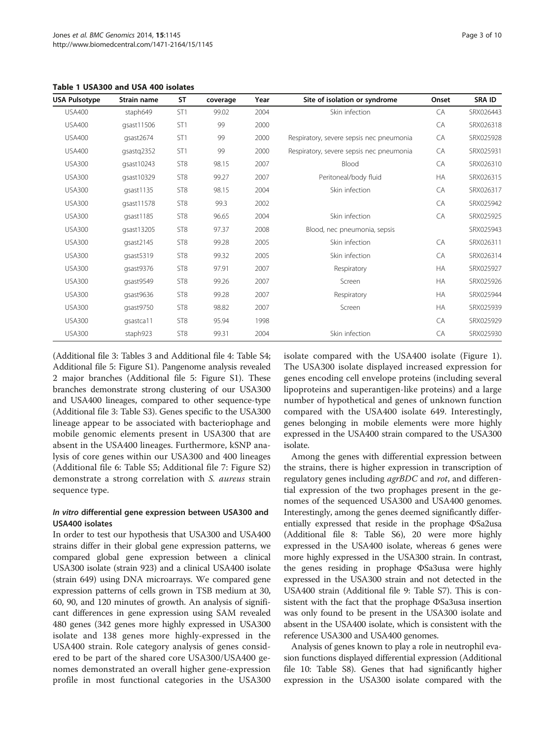**Table 1 USA300 and USA 400 isolates**

| USA Pulsotype | Strain name | ST | coverage | Year | Site of isolation or syndrome | Onset | SRA ID |
|---|---|---|---|---|---|---|---|
| USA400 | staph649 | ST1 | 99.02 | 2004 | Skin infection | CA | SRX026443 |
| USA400 | gsast11506 | ST1 | 99 | 2000 | | CA | SRX026318 |
| USA400 | gsast2674 | ST1 | 99 | 2000 | Respiratory, severe sepsis nec pneumonia | CA | SRX025928 |
| USA400 | gsastq2352 | ST1 | 99 | 2000 | Respiratory, severe sepsis nec pneumonia | CA | SRX025931 |
| USA300 | gsast10243 | ST8 | 98.15 | 2007 | Blood | CA | SRX026310 |
| USA300 | gsast10329 | ST8 | 99.27 | 2007 | Peritoneal/body fluid | HA | SRX026315 |
| USA300 | gsast1135 | ST8 | 98.15 | 2004 | Skin infection | CA | SRX026317 |
| USA300 | gsast11578 | ST8 | 99.3 | 2002 | | CA | SRX025942 |
| USA300 | gsast1185 | ST8 | 96.65 | 2004 | Skin infection | CA | SRX025925 |
| USA300 | gsast13205 | ST8 | 97.37 | 2008 | Blood, nec pneumonia, sepsis | | SRX025943 |
| USA300 | gsast2145 | ST8 | 99.28 | 2005 | Skin infection | CA | SRX026311 |
| USA300 | gsast5319 | ST8 | 99.32 | 2005 | Skin infection | CA | SRX026314 |
| USA300 | gsast9376 | ST8 | 97.91 | 2007 | Respiratory | HA | SRX025927 |
| USA300 | gsast9549 | ST8 | 99.26 | 2007 | Screen | HA | SRX025926 |
| USA300 | gsast9636 | ST8 | 99.28 | 2007 | Respiratory | HA | SRX025944 |
| USA300 | gsast9750 | ST8 | 98.82 | 2007 | Screen | HA | SRX025939 |
| USA300 | gsastca11 | ST8 | 95.94 | 1998 | | CA | SRX025929 |
| USA300 | staph923 | ST8 | 99.31 | 2004 | Skin infection | CA | SRX025930 |

(Additional file 3: Tables 3 and Additional file 4: Table S4; Additional file 5: Figure S1). Pangenome analysis revealed 2 major branches (Additional file 5: Figure S1). These branches demonstrate strong clustering of our USA300 and USA400 lineages, compared to other sequence-type (Additional file 3: Table S3). Genes specific to the USA300 lineage appear to be associated with bacteriophage and mobile genomic elements present in USA300 that are absent in the USA400 lineages. Furthermore, kSNP analysis of core genes within our USA300 and 400 lineages (Additional file 6: Table S5; Additional file 7: Figure S2) demonstrate a strong correlation with *S. aureus* strain sequence type.

#### *In vitro* differential gene expression between USA300 and USA400 isolates

In order to test our hypothesis that USA300 and USA400 strains differ in their global gene expression patterns, we compared global gene expression between a clinical USA300 isolate (strain 923) and a clinical USA400 isolate (strain 649) using DNA microarrays. We compared gene expression patterns of cells grown in TSB medium at 30, 60, 90, and 120 minutes of growth. An analysis of significant differences in gene expression using SAM revealed 480 genes (342 genes more highly expressed in USA300 isolate and 138 genes more highly-expressed in the USA400 strain. Role category analysis of genes considered to be part of the shared core USA300/USA400 genomes demonstrated an overall higher gene-expression profile in most functional categories in the USA300 isolate compared with the USA400 isolate (Figure 1). The USA300 isolate displayed increased expression for genes encoding cell envelope proteins (including several lipoproteins and superantigen-like proteins) and a large number of hypothetical and genes of unknown function compared with the USA400 isolate 649. Interestingly, genes belonging in mobile elements were more highly expressed in the USA400 strain compared to the USA300 isolate.

Among the genes with differential expression between the strains, there is higher expression in transcription of regulatory genes including *agrBDC* and *rot*, and differential expression of the two prophages present in the genomes of the sequenced USA300 and USA400 genomes. Interestingly, among the genes deemed significantly differentially expressed that reside in the prophage ΦSa2usa (Additional file 8: Table S6), 20 were more highly expressed in the USA400 isolate, whereas 6 genes were more highly expressed in the USA300 strain. In contrast, the genes residing in prophage ΦSa3usa were highly expressed in the USA300 strain and not detected in the USA400 strain (Additional file 9: Table S7). This is consistent with the fact that the prophage ΦSa3usa insertion was only found to be present in the USA300 isolate and absent in the USA400 isolate, which is consistent with the reference USA300 and USA400 genomes.

Analysis of genes known to play a role in neutrophil evasion functions displayed differential expression (Additional file 10: Table S8). Genes that had significantly higher expression in the USA300 isolate compared with the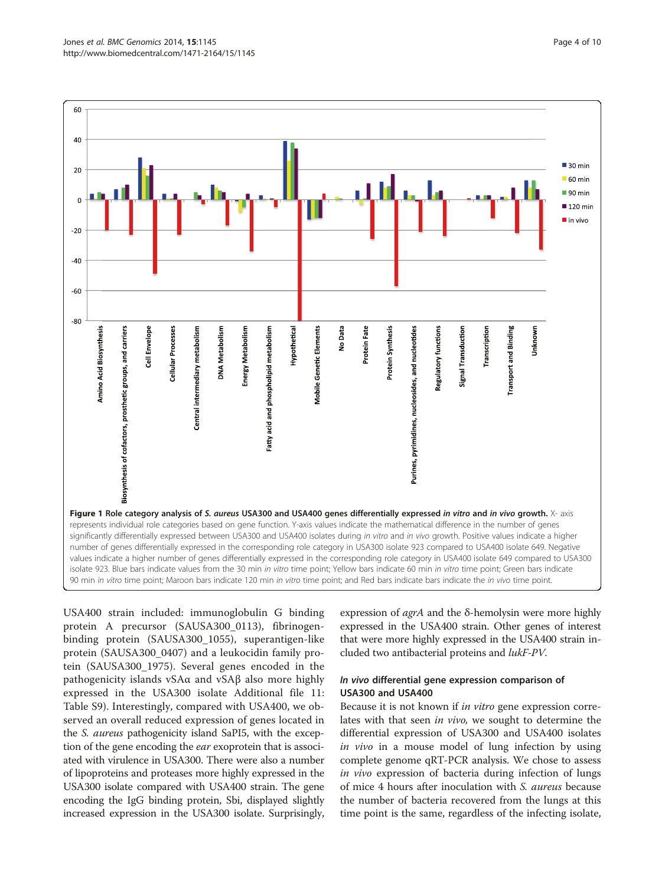**Figure 1 Role category analysis of *S. aureus* USA300 and USA400 genes differentially expressed *in vitro* and *in vivo* growth.** X- axis represents individual role categories based on gene function. Y-axis values indicate the mathematical difference in the number of genes significantly differentially expressed between USA300 and USA400 isolates during *in vitro* and *in vivo* growth. Positive values indicate a higher number of genes differentially expressed in the corresponding role category in USA300 isolate 923 compared to USA400 isolate 649. Negative values indicate a higher number of genes differentially expressed in the corresponding role category in USA400 isolate 649 compared to USA300 isolate 923. Blue bars indicate values from the 30 min *in vitro* time point; Yellow bars indicate 60 min *in vitro* time point; Green bars indicate 90 min *in vitro* time point; Maroon bars indicate 120 min *in vitro* time point; and Red bars indicate bars indicate the *in vivo* time point.

USA400 strain included: immunoglobulin G binding protein A precursor (SAUSA300_0113), fibrinogen-binding protein (SAUSA300_1055), superantigen-like protein (SAUSA300_0407) and a leukocidin family protein (SAUSA300_1975). Several genes encoded in the pathogenicity islands vSAα and vSAβ also more highly expressed in the USA300 isolate Additional file 11: Table S9). Interestingly, compared with USA400, we observed an overall reduced expression of genes located in the *S. aureus* pathogenicity island SaPI5, with the exception of the gene encoding the *ear* exoprotein that is associated with virulence in USA300. There were also a number of lipoproteins and proteases more highly expressed in the USA300 isolate compared with USA400 strain. The gene encoding the IgG binding protein, Sbi, displayed slightly increased expression in the USA300 isolate. Surprisingly, expression of *agrA* and the δ-hemolysin were more highly expressed in the USA400 strain. Other genes of interest that were more highly expressed in the USA400 strain included two antibacterial proteins and *lukF-PV*.

### *In vivo* differential gene expression comparison of USA300 and USA400

Because it is not known if *in vitro* gene expression correlates with that seen *in vivo,* we sought to determine the differential expression of USA300 and USA400 isolates *in vivo* in a mouse model of lung infection by using complete genome qRT-PCR analysis. We chose to assess *in vivo* expression of bacteria during infection of lungs of mice 4 hours after inoculation with *S. aureus* because the number of bacteria recovered from the lungs at this time point is the same, regardless of the infecting isolate,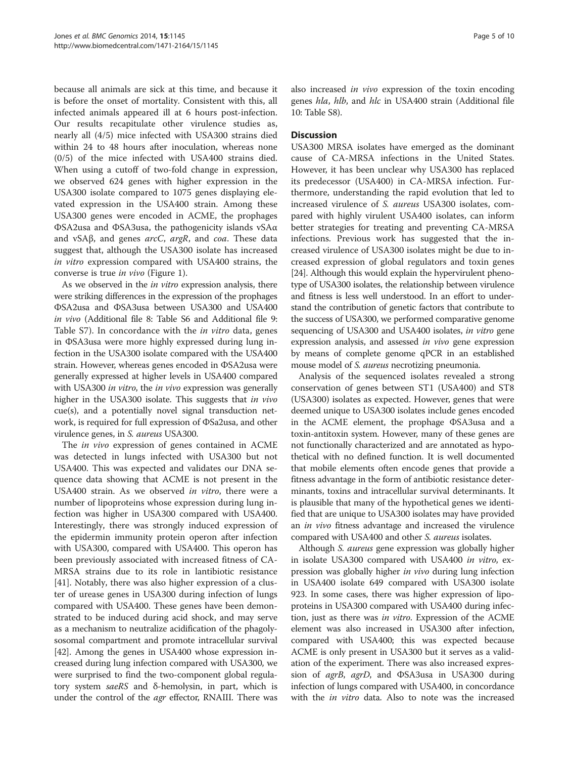because all animals are sick at this time, and because it is before the onset of mortality. Consistent with this, all infected animals appeared ill at 6 hours post-infection. Our results recapitulate other virulence studies as, nearly all (4/5) mice infected with USA300 strains died within 24 to 48 hours after inoculation, whereas none (0/5) of the mice infected with USA400 strains died. When using a cutoff of two-fold change in expression, we observed 624 genes with higher expression in the USA300 isolate compared to 1075 genes displaying elevated expression in the USA400 strain. Among these USA300 genes were encoded in ACME, the prophages ΦSA2usa and ΦSA3usa, the pathogenicity islands vSAα and vSAβ, and genes *arcC*, *argR*, and *coa*. These data suggest that, although the USA300 isolate has increased *in vitro* expression compared with USA400 strains, the converse is true *in vivo* (Figure 1).

As we observed in the *in vitro* expression analysis, there were striking differences in the expression of the prophages ΦSA2usa and ΦSA3usa between USA300 and USA400 *in vivo* (Additional file 8: Table S6 and Additional file 9: Table S7). In concordance with the *in vitro* data, genes in ΦSA3usa were more highly expressed during lung infection in the USA300 isolate compared with the USA400 strain. However, whereas genes encoded in ΦSA2usa were generally expressed at higher levels in USA400 compared with USA300 *in vitro*, the *in vivo* expression was generally higher in the USA300 isolate. This suggests that *in vivo* cue(s), and a potentially novel signal transduction network, is required for full expression of ΦSa2usa, and other virulence genes, in *S. aureus* USA300.

The *in vivo* expression of genes contained in ACME was detected in lungs infected with USA300 but not USA400. This was expected and validates our DNA sequence data showing that ACME is not present in the USA400 strain. As we observed *in vitro*, there were a number of lipoproteins whose expression during lung infection was higher in USA300 compared with USA400. Interestingly, there was strongly induced expression of the epidermin immunity protein operon after infection with USA300, compared with USA400. This operon has been previously associated with increased fitness of CA-MRSA strains due to its role in lantibiotic resistance [41]. Notably, there was also higher expression of a cluster of urease genes in USA300 during infection of lungs compared with USA400. These genes have been demonstrated to be induced during acid shock, and may serve as a mechanism to neutralize acidification of the phagolysosomal compartment and promote intracellular survival [42]. Among the genes in USA400 whose expression increased during lung infection compared with USA300, we were surprised to find the two-component global regulatory system *saeRS* and δ-hemolysin, in part, which is under the control of the *agr* effector, RNAIII. There was also increased *in vivo* expression of the toxin encoding genes *hla*, *hlb*, and *hlc* in USA400 strain (Additional file 10: Table S8).

## Discussion

USA300 MRSA isolates have emerged as the dominant cause of CA-MRSA infections in the United States. However, it has been unclear why USA300 has replaced its predecessor (USA400) in CA-MRSA infection. Furthermore, understanding the rapid evolution that led to increased virulence of *S. aureus* USA300 isolates, compared with highly virulent USA400 isolates, can inform better strategies for treating and preventing CA-MRSA infections. Previous work has suggested that the increased virulence of USA300 isolates might be due to increased expression of global regulators and toxin genes [24]. Although this would explain the hypervirulent phenotype of USA300 isolates, the relationship between virulence and fitness is less well understood. In an effort to understand the contribution of genetic factors that contribute to the success of USA300, we performed comparative genome sequencing of USA300 and USA400 isolates, *in vitro* gene expression analysis, and assessed *in vivo* gene expression by means of complete genome qPCR in an established mouse model of *S. aureus* necrotizing pneumonia.

Analysis of the sequenced isolates revealed a strong conservation of genes between ST1 (USA400) and ST8 (USA300) isolates as expected. However, genes that were deemed unique to USA300 isolates include genes encoded in the ACME element, the prophage ΦSA3usa and a toxin-antitoxin system. However, many of these genes are not functionally characterized and are annotated as hypothetical with no defined function. It is well documented that mobile elements often encode genes that provide a fitness advantage in the form of antibiotic resistance determinants, toxins and intracellular survival determinants. It is plausible that many of the hypothetical genes we identified that are unique to USA300 isolates may have provided an *in vivo* fitness advantage and increased the virulence compared with USA400 and other *S. aureus* isolates.

Although *S. aureus* gene expression was globally higher in isolate USA300 compared with USA400 *in vitro*, expression was globally higher *in vivo* during lung infection in USA400 isolate 649 compared with USA300 isolate 923. In some cases, there was higher expression of lipoproteins in USA300 compared with USA400 during infection, just as there was *in vitro*. Expression of the ACME element was also increased in USA300 after infection, compared with USA400; this was expected because ACME is only present in USA300 but it serves as a validation of the experiment. There was also increased expression of *agrB*, *agrD*, and ΦSA3usa in USA300 during infection of lungs compared with USA400, in concordance with the *in vitro* data. Also to note was the increased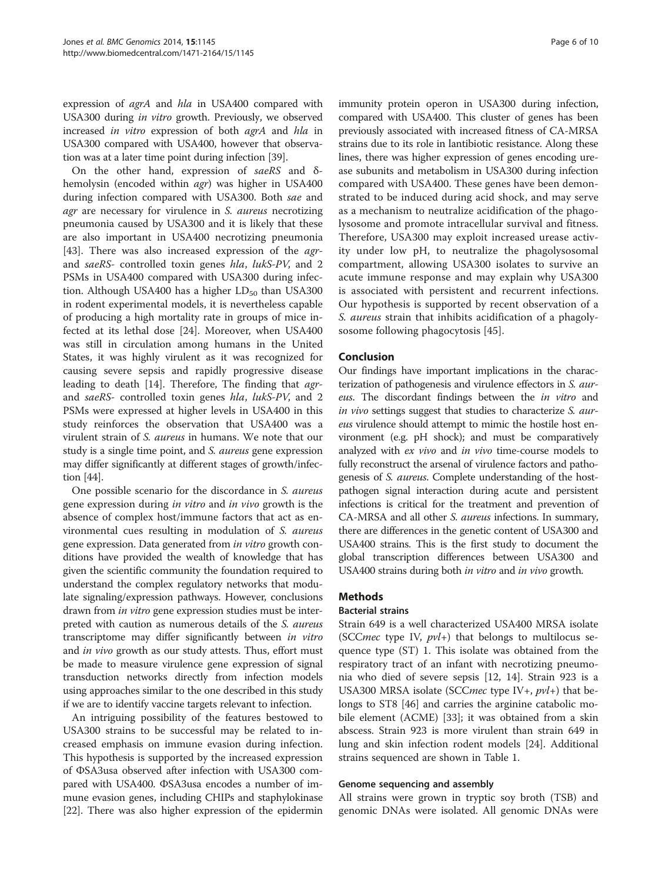expression of *agrA* and *hla* in USA400 compared with USA300 during *in vitro* growth. Previously, we observed increased *in vitro* expression of both *agrA* and *hla* in USA300 compared with USA400, however that observation was at a later time point during infection [39].

On the other hand, expression of *saeRS* and δ-hemolysin (encoded within *agr*) was higher in USA400 during infection compared with USA300. Both *sae* and *agr* are necessary for virulence in *S. aureus* necrotizing pneumonia caused by USA300 and it is likely that these are also important in USA400 necrotizing pneumonia [43]. There was also increased expression of the *agr*- and *saeRS*- controlled toxin genes *hla*, *lukS-PV*, and 2 PSMs in USA400 compared with USA300 during infection. Although USA400 has a higher $LD_{50}$ than USA300 in rodent experimental models, it is nevertheless capable of producing a high mortality rate in groups of mice infected at its lethal dose [24]. Moreover, when USA400 was still in circulation among humans in the United States, it was highly virulent as it was recognized for causing severe sepsis and rapidly progressive disease leading to death [14]. Therefore, The finding that *agr*- and *saeRS*- controlled toxin genes *hla*, *lukS-PV*, and 2 PSMs were expressed at higher levels in USA400 in this study reinforces the observation that USA400 was a virulent strain of *S. aureus* in humans. We note that our study is a single time point, and *S. aureus* gene expression may differ significantly at different stages of growth/infection [44].

One possible scenario for the discordance in *S. aureus* gene expression during *in vitro* and *in vivo* growth is the absence of complex host/immune factors that act as environmental cues resulting in modulation of *S. aureus* gene expression. Data generated from *in vitro* growth conditions have provided the wealth of knowledge that has given the scientific community the foundation required to understand the complex regulatory networks that modulate signaling/expression pathways. However, conclusions drawn from *in vitro* gene expression studies must be interpreted with caution as numerous details of the *S. aureus* transcriptome may differ significantly between *in vitro* and *in vivo* growth as our study attests. Thus, effort must be made to measure virulence gene expression of signal transduction networks directly from infection models using approaches similar to the one described in this study if we are to identify vaccine targets relevant to infection.

An intriguing possibility of the features bestowed to USA300 strains to be successful may be related to increased emphasis on immune evasion during infection. This hypothesis is supported by the increased expression of ΦSA3usa observed after infection with USA300 compared with USA400. ΦSA3usa encodes a number of immune evasion genes, including CHIPs and staphylokinase [22]. There was also higher expression of the epidermin immunity protein operon in USA300 during infection, compared with USA400. This cluster of genes has been previously associated with increased fitness of CA-MRSA strains due to its role in lantibiotic resistance. Along these lines, there was higher expression of genes encoding urease subunits and metabolism in USA300 during infection compared with USA400. These genes have been demonstrated to be induced during acid shock, and may serve as a mechanism to neutralize acidification of the phagolysosome and promote intracellular survival and fitness. Therefore, USA300 may exploit increased urease activity under low pH, to neutralize the phagolysosomal compartment, allowing USA300 isolates to survive an acute immune response and may explain why USA300 is associated with persistent and recurrent infections. Our hypothesis is supported by recent observation of a *S. aureus* strain that inhibits acidification of a phagolysosome following phagocytosis [45].

## Conclusion

Our findings have important implications in the characterization of pathogenesis and virulence effectors in *S. aureus*. The discordant findings between the *in vitro* and *in vivo* settings suggest that studies to characterize *S. aureus* virulence should attempt to mimic the hostile host environment (e.g. pH shock); and must be comparatively analyzed with *ex vivo* and *in vivo* time-course models to fully reconstruct the arsenal of virulence factors and pathogenesis of *S. aureus*. Complete understanding of the host-pathogen signal interaction during acute and persistent infections is critical for the treatment and prevention of CA-MRSA and all other *S. aureus* infections. In summary, there are differences in the genetic content of USA300 and USA400 strains. This is the first study to document the global transcription differences between USA300 and USA400 strains during both *in vitro* and *in vivo* growth.

## Methods

### Bacterial strains

Strain 649 is a well characterized USA400 MRSA isolate (SCC*mec* type IV, *pvl+*) that belongs to multilocus sequence type (ST) 1. This isolate was obtained from the respiratory tract of an infant with necrotizing pneumonia who died of severe sepsis [12, 14]. Strain 923 is a USA300 MRSA isolate (SCC*mec* type IV+, *pvl+*) that belongs to ST8 [46] and carries the arginine catabolic mobile element (ACME) [33]; it was obtained from a skin abscess. Strain 923 is more virulent than strain 649 in lung and skin infection rodent models [24]. Additional strains sequenced are shown in Table 1.

### Genome sequencing and assembly

All strains were grown in tryptic soy broth (TSB) and genomic DNAs were isolated. All genomic DNAs were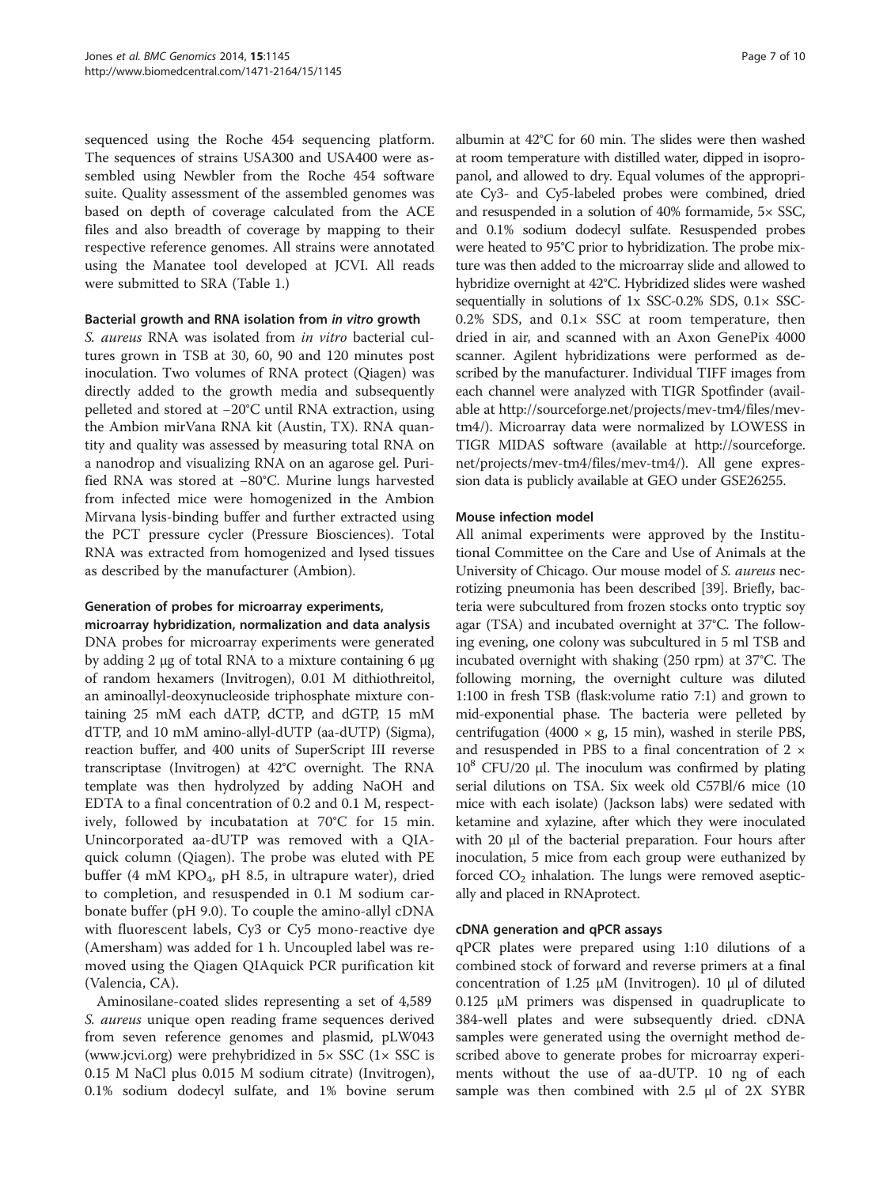sequenced using the Roche 454 sequencing platform. The sequences of strains USA300 and USA400 were assembled using Newbler from the Roche 454 software suite. Quality assessment of the assembled genomes was based on depth of coverage calculated from the ACE files and also breadth of coverage by mapping to their respective reference genomes. All strains were annotated using the Manatee tool developed at JCVI. All reads were submitted to SRA (Table 1.)

### Bacterial growth and RNA isolation from *in vitro* growth

*S. aureus* RNA was isolated from *in vitro* bacterial cultures grown in TSB at 30, 60, 90 and 120 minutes post inoculation. Two volumes of RNA protect (Qiagen) was directly added to the growth media and subsequently pelleted and stored at −20°C until RNA extraction, using the Ambion mirVana RNA kit (Austin, TX). RNA quantity and quality was assessed by measuring total RNA on a nanodrop and visualizing RNA on an agarose gel. Purified RNA was stored at −80°C. Murine lungs harvested from infected mice were homogenized in the Ambion Mirvana lysis-binding buffer and further extracted using the PCT pressure cycler (Pressure Biosciences). Total RNA was extracted from homogenized and lysed tissues as described by the manufacturer (Ambion).

### Generation of probes for microarray experiments, microarray hybridization, normalization and data analysis

DNA probes for microarray experiments were generated by adding 2 μg of total RNA to a mixture containing 6 μg of random hexamers (Invitrogen), 0.01 M dithiothreitol, an aminoallyl-deoxynucleoside triphosphate mixture containing 25 mM each dATP, dCTP, and dGTP, 15 mM dTTP, and 10 mM amino-allyl-dUTP (aa-dUTP) (Sigma), reaction buffer, and 400 units of SuperScript III reverse transcriptase (Invitrogen) at 42°C overnight. The RNA template was then hydrolyzed by adding NaOH and EDTA to a final concentration of 0.2 and 0.1 M, respectively, followed by incubatation at 70°C for 15 min. Unincorporated aa-dUTP was removed with a QIAquick column (Qiagen). The probe was eluted with PE buffer (4 mM $KPO_4$, pH 8.5, in ultrapure water), dried to completion, and resuspended in 0.1 M sodium carbonate buffer (pH 9.0). To couple the amino-allyl cDNA with fluorescent labels, Cy3 or Cy5 mono-reactive dye (Amersham) was added for 1 h. Uncoupled label was removed using the Qiagen QIAquick PCR purification kit (Valencia, CA).

Aminosilane-coated slides representing a set of 4,589 *S. aureus* unique open reading frame sequences derived from seven reference genomes and plasmid, pLW043 (www.jcvi.org) were prehybridized in 5× SSC (1× SSC is 0.15 M NaCl plus 0.015 M sodium citrate) (Invitrogen), 0.1% sodium dodecyl sulfate, and 1% bovine serum albumin at 42°C for 60 min. The slides were then washed at room temperature with distilled water, dipped in isopropanol, and allowed to dry. Equal volumes of the appropriate Cy3- and Cy5-labeled probes were combined, dried and resuspended in a solution of 40% formamide, 5× SSC, and 0.1% sodium dodecyl sulfate. Resuspended probes were heated to 95°C prior to hybridization. The probe mixture was then added to the microarray slide and allowed to hybridize overnight at 42°C. Hybridized slides were washed sequentially in solutions of 1x SSC-0.2% SDS, 0.1× SSC-0.2% SDS, and 0.1× SSC at room temperature, then dried in air, and scanned with an Axon GenePix 4000 scanner. Agilent hybridizations were performed as described by the manufacturer. Individual TIFF images from each channel were analyzed with TIGR Spotfinder (available at http://sourceforge.net/projects/mev-tm4/files/mev-tm4/). Microarray data were normalized by LOWESS in TIGR MIDAS software (available at http://sourceforge.net/projects/mev-tm4/files/mev-tm4/). All gene expression data is publicly available at GEO under GSE26255.

### Mouse infection model

All animal experiments were approved by the Institutional Committee on the Care and Use of Animals at the University of Chicago. Our mouse model of *S. aureus* necrotizing pneumonia has been described [39]. Briefly, bacteria were subcultured from frozen stocks onto tryptic soy agar (TSA) and incubated overnight at 37°C. The following evening, one colony was subcultured in 5 ml TSB and incubated overnight with shaking (250 rpm) at 37°C. The following morning, the overnight culture was diluted 1:100 in fresh TSB (flask:volume ratio 7:1) and grown to mid-exponential phase. The bacteria were pelleted by centrifugation (4000 × g, 15 min), washed in sterile PBS, and resuspended in PBS to a final concentration of 2 × $10^8$ CFU/20 μl. The inoculum was confirmed by plating serial dilutions on TSA. Six week old C57Bl/6 mice (10 mice with each isolate) (Jackson labs) were sedated with ketamine and xylazine, after which they were inoculated with 20 μl of the bacterial preparation. Four hours after inoculation, 5 mice from each group were euthanized by forced $CO_2$ inhalation. The lungs were removed aseptically and placed in RNAprotect.

### cDNA generation and qPCR assays

qPCR plates were prepared using 1:10 dilutions of a combined stock of forward and reverse primers at a final concentration of 1.25 μM (Invitrogen). 10 μl of diluted 0.125 μM primers was dispensed in quadruplicate to 384-well plates and were subsequently dried. cDNA samples were generated using the overnight method described above to generate probes for microarray experiments without the use of aa-dUTP. 10 ng of each sample was then combined with 2.5 μl of 2X SYBR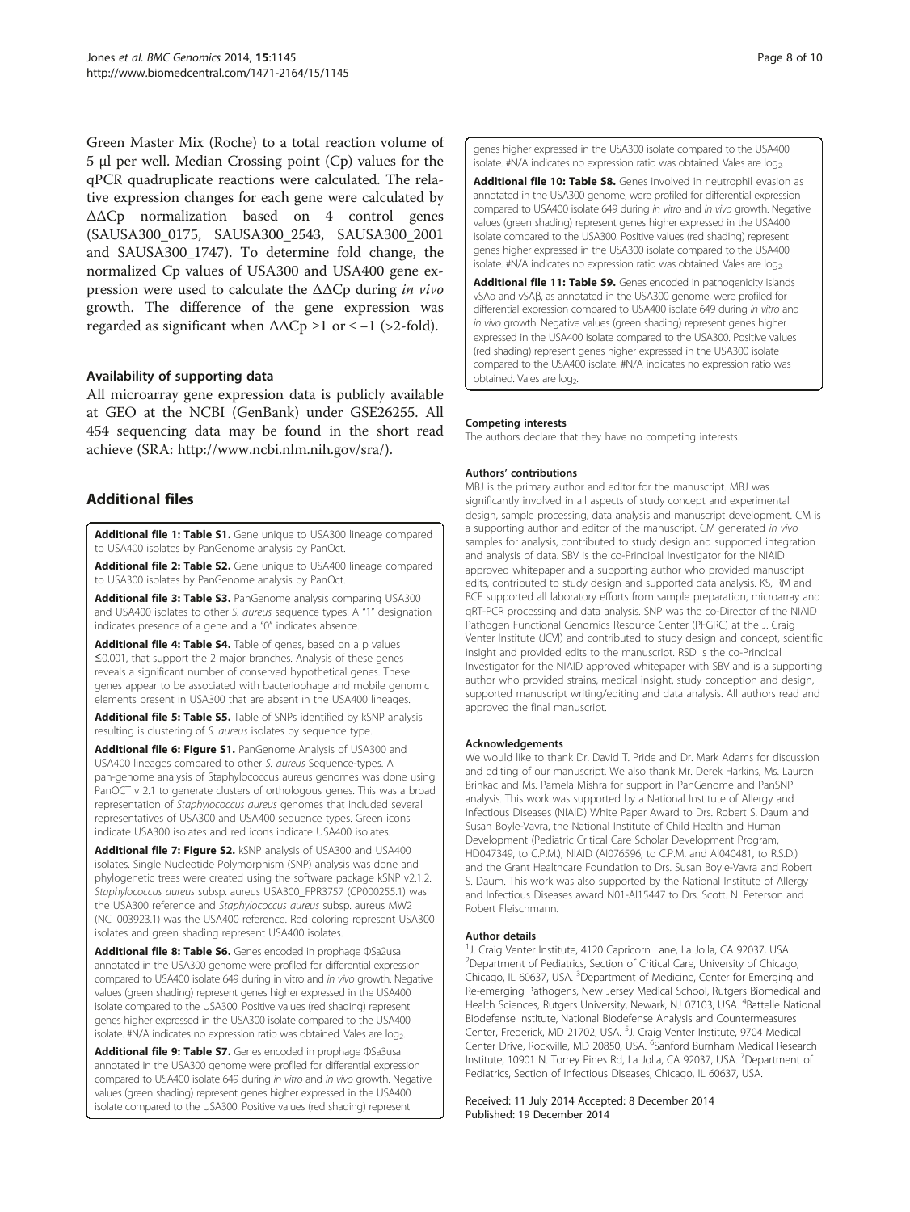Green Master Mix (Roche) to a total reaction volume of 5 μl per well. Median Crossing point (Cp) values for the qPCR quadruplicate reactions were calculated. The relative expression changes for each gene were calculated by ΔΔCp normalization based on 4 control genes (SAUSA300_0175, SAUSA300_2543, SAUSA300_2001 and SAUSA300_1747). To determine fold change, the normalized Cp values of USA300 and USA400 gene expression were used to calculate the ΔΔCp during *in vivo* growth. The difference of the gene expression was regarded as significant when ΔΔCp ≥1 or ≤ −1 (>2-fold).

### Availability of supporting data

All microarray gene expression data is publicly available at GEO at the NCBI (GenBank) under GSE26255. All 454 sequencing data may be found in the short read achieve (SRA: http://www.ncbi.nlm.nih.gov/sra/).

## Additional files

**Additional file 1: Table S1.** Gene unique to USA300 lineage compared to USA400 isolates by PanGenome analysis by PanOct.

**Additional file 2: Table S2.** Gene unique to USA400 lineage compared to USA300 isolates by PanGenome analysis by PanOct.

**Additional file 3: Table S3.** PanGenome analysis comparing USA300 and USA400 isolates to other *S. aureus* sequence types. A "1" designation indicates presence of a gene and a "0" indicates absence.

**Additional file 4: Table S4.** Table of genes, based on a p values ≤0.001, that support the 2 major branches. Analysis of these genes reveals a significant number of conserved hypothetical genes. These genes appear to be associated with bacteriophage and mobile genomic elements present in USA300 that are absent in the USA400 lineages.

**Additional file 5: Table S5.** Table of SNPs identified by kSNP analysis resulting is clustering of *S. aureus* isolates by sequence type.

**Additional file 6: Figure S1.** PanGenome Analysis of USA300 and USA400 lineages compared to other *S. aureus* Sequence-types. A pan-genome analysis of Staphylococcus aureus genomes was done using PanOCT v 2.1 to generate clusters of orthologous genes. This was a broad representation of *Staphylococcus aureus* genomes that included several representatives of USA300 and USA400 sequence types. Green icons indicate USA300 isolates and red icons indicate USA400 isolates.

**Additional file 7: Figure S2.** kSNP analysis of USA300 and USA400 isolates. Single Nucleotide Polymorphism (SNP) analysis was done and phylogenetic trees were created using the software package kSNP v2.1.2. *Staphylococcus aureus* subsp. aureus USA300_FPR3757 (CP000255.1) was the USA300 reference and *Staphylococcus aureus* subsp. aureus MW2 (NC_003923.1) was the USA400 reference. Red coloring represent USA300 isolates and green shading represent USA400 isolates.

**Additional file 8: Table S6.** Genes encoded in prophage ΦSa2usa annotated in the USA300 genome were profiled for differential expression compared to USA400 isolate 649 during in vitro and *in vivo* growth. Negative values (green shading) represent genes higher expressed in the USA400 isolate compared to the USA300. Positive values (red shading) represent genes higher expressed in the USA300 isolate compared to the USA400 isolate. #N/A indicates no expression ratio was obtained. Vales are $\log_2$.

**Additional file 9: Table S7.** Genes encoded in prophage ΦSa3usa annotated in the USA300 genome were profiled for differential expression compared to USA400 isolate 649 during *in vitro* and *in vivo* growth. Negative values (green shading) represent genes higher expressed in the USA400 isolate compared to the USA300. Positive values (red shading) represent genes higher expressed in the USA300 isolate compared to the USA400 isolate. #N/A indicates no expression ratio was obtained. Vales are $\log_2$.

**Additional file 10: Table S8.** Genes involved in neutrophil evasion as annotated in the USA300 genome, were profiled for differential expression compared to USA400 isolate 649 during *in vitro* and *in vivo* growth. Negative values (green shading) represent genes higher expressed in the USA400 isolate compared to the USA300. Positive values (red shading) represent genes higher expressed in the USA300 isolate compared to the USA400 isolate. #N/A indicates no expression ratio was obtained. Vales are $\log_2$.

**Additional file 11: Table S9.** Genes encoded in pathogenicity islands vSAα and vSAβ, as annotated in the USA300 genome, were profiled for differential expression compared to USA400 isolate 649 during *in vitro* and *in vivo* growth. Negative values (green shading) represent genes higher expressed in the USA400 isolate compared to the USA300. Positive values (red shading) represent genes higher expressed in the USA300 isolate compared to the USA400 isolate. #N/A indicates no expression ratio was obtained. Vales are $\log_2$.

#### Competing interests

The authors declare that they have no competing interests.

#### Authors' contributions

MBJ is the primary author and editor for the manuscript. MBJ was significantly involved in all aspects of study concept and experimental design, sample processing, data analysis and manuscript development. CM is a supporting author and editor of the manuscript. CM generated *in vivo* samples for analysis, contributed to study design and supported integration and analysis of data. SBV is the co-Principal Investigator for the NIAID approved whitepaper and a supporting author who provided manuscript edits, contributed to study design and supported data analysis. KS, RM and BCF supported all laboratory efforts from sample preparation, microarray and qRT-PCR processing and data analysis. SNP was the co-Director of the NIAID Pathogen Functional Genomics Resource Center (PFGRC) at the J. Craig Venter Institute (JCVI) and contributed to study design and concept, scientific insight and provided edits to the manuscript. RSD is the co-Principal Investigator for the NIAID approved whitepaper with SBV and is a supporting author who provided strains, medical insight, study conception and design, supported manuscript writing/editing and data analysis. All authors read and approved the final manuscript.

#### Acknowledgements

We would like to thank Dr. David T. Pride and Dr. Mark Adams for discussion and editing of our manuscript. We also thank Mr. Derek Harkins, Ms. Lauren Brinkac and Ms. Pamela Mishra for support in PanGenome and PanSNP analysis. This work was supported by a National Institute of Allergy and Infectious Diseases (NIAID) White Paper Award to Drs. Robert S. Daum and Susan Boyle-Vavra, the National Institute of Child Health and Human Development (Pediatric Critical Care Scholar Development Program, HD047349, to C.P.M.), NIAID (AI076596, to C.P.M. and AI040481, to R.S.D.) and the Grant Healthcare Foundation to Drs. Susan Boyle-Vavra and Robert S. Daum. This work was also supported by the National Institute of Allergy and Infectious Diseases award N01-AI15447 to Drs. Scott. N. Peterson and Robert Fleischmann.

#### Author details

[1]J. Craig Venter Institute, 4120 Capricorn Lane, La Jolla, CA 92037, USA. [2]Department of Pediatrics, Section of Critical Care, University of Chicago, Chicago, IL 60637, USA. [3]Department of Medicine, Center for Emerging and Re-emerging Pathogens, New Jersey Medical School, Rutgers Biomedical and Health Sciences, Rutgers University, Newark, NJ 07103, USA. [4]Battelle National Biodefense Institute, National Biodefense Analysis and Countermeasures Center, Frederick, MD 21702, USA. [5]J. Craig Venter Institute, 9704 Medical Center Drive, Rockville, MD 20850, USA. [6]Sanford Burnham Medical Research Institute, 10901 N. Torrey Pines Rd, La Jolla, CA 92037, USA. [7]Department of Pediatrics, Section of Infectious Diseases, Chicago, IL 60637, USA.

Received: 11 July 2014 Accepted: 8 December 2014
Published: 19 December 2014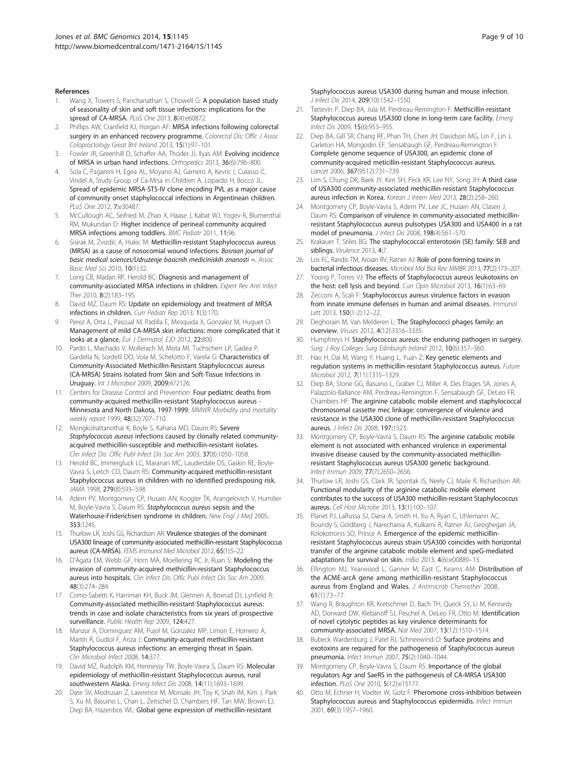## References

1. Wang X, Towers S, Panchanathan S, Chowell G: **A population based study of seasonality of skin and soft tissue infections: implications for the spread of CA-MRSA.** *PLoS One* 2013, **8**(4):e60872.
2. Phillips AW, Cranfield KJ, Horgan AF: **MRSA infections following colorectal surgery in an enhanced recovery programme.** *Colorectal Dis: Offic J Assoc Coloproctology Great Brit Ireland* 2013, **15**(1):97–101.
3. Fowler JR, Greenhill D, Schaffer AA, Thoder JJ, Ilyas AM: **Evolving incidence of MRSA in urban hand infections.** *Orthopedics* 2013, **36**(6):796–800.
4. Sola C, Paganini H, Egea AL, Moyano AJ, Garnero A, Kevric I, Culasso C, Vindel A, Study Group of Ca-Mrsa in Children A, Lopardo H, Bocco JL: **Spread of epidemic MRSA-ST5-IV clone encoding PVL as a major cause of community onset staphylococcal infections in Argentinean children.** *PLoS One* 2012, **7**:e30487.
5. McCullough AC, Seifried M, Zhao X, Haase J, Kabat WJ, Yogev R, Blumenthal RM, Mukundan D: **Higher incidence of perineal community acquired MRSA infections among toddlers.** *BMC Pediatr* 2011, **11**:96.
6. Sisirak M, Zvizdic A, Hukic M: **Methicillin-resistant Staphylococcus aureus (MRSA) as a cause of nosocomial wound infections.** *Bosnian journal of basic medical sciences/Udruzenje basicnih mediciniskih znanosti =. Assoc Basic Med Sci* 2010, **10**(1):32.
7. Long CB, Madan RP, Herold BC: **Diagnosis and management of community-associated MRSA infections in children.** *Expert Rev Anti Infect Ther* 2010, **8**(2):183–195.
8. David MZ, Daum RS: **Update on epidemiology and treatment of MRSA infections in children.** *Curr Pediatr Rep* 2013, **1**(3):170.
9. Perez A, Orta L, Pascual M, Padilla E, Mesquida X, Gonzalez M, Huguet O: **Management of mild CA-MRSA skin infections: more complicated that it looks at a glance.** *Eur J Dermatol: EJD* 2012, **22**:800.
10. Pardo L, Machado V, Mollerach M, Mota MI, Tuchscherr LP, Gadea P, Gardella N, Sordelli DO, Vola M, Schelotto F, Varela G: **Characteristics of Community-Associated Methicillin-Resistant Staphylococcus aureus (CA-MRSA) Strains Isolated from Skin and Soft-Tissue Infections in Uruguay.** *Int J Microbiol* 2009, **2009**:472126.
11. Centers for Disease Control and Prevention: **Four pediatric deaths from community-acquired methicillin-resistant Staphylococcus aureus - Minnesota and North Dakota, 1997-1999.** *MMWR Morbidity and mortality weekly report* 1999, **48**(32):707–710.
12. Mongkolrattanothai K, Boyle S, Kahana MD, Daum RS: **Severe *Staphylococcus aureus* infections caused by clonally related community-acquired methicillin-susceptible and methicillin-resistant isolates.** *Clin Infect Dis: Offic Publ Infect Dis Soc Am* 2003, **37**(8):1050–1058.
13. Herold BC, Immergluck LC, Maranan MC, Lauderdale DS, Gaskin RE, Boyle-Vavra S, Leitch CD, Daum RS: **Community-acquired methicillin-resistant Staphylococcus aureus in children with no identified predisposing risk.** *JAMA* 1998, **279**(8):593–598.
14. Adem PV, Montgomery CP, Husain AN, Koogler TK, Arangelovich V, Humilier M, Boyle-Vavra S, Daum RS: ***Staphylococcus aureus* sepsis and the Waterhouse-Friderichsen syndrome in children.** *New Engl J Med* 2005, **353**:1245.
15. Thurlow LR, Joshi GS, Richardson AR: **Virulence strategies of the dominant USA300 lineage of community-associated methicillin-resistant Staphylococcus aureus (CA-MRSA).** *FEMS Immunol Med Microbiol* 2012, **65**(1):5–22.
16. D'Agata EM, Webb GF, Horn MA, Moellering RC Jr, Ruan S: **Modeling the invasion of community-acquired methicillin-resistant Staphylococcus aureus into hospitals.** *Clin Infect Dis: Offic Publ Infect Dis Soc Am* 2009, **48**(3):274–284.
17. Como-Sabetti K, Harriman KH, Buck JM, Glennen A, Boxrud DJ, Lynfield R: **Community-associated methicillin-resistant Staphylococcus aureus: trends in case and isolate characteristics from six years of prospective surveillance.** *Public Health Rep* 2009, **124**:427.
18. Manzur A, Dominguez AM, Pujol M, Gonzalez MP, Limon E, Hornero A, Martin R, Gudiol F, Ariza J: **Community-acquired methicillin-resistant Staphylococcus aureus infections: an emerging threat in Spain.** *Clin Microbiol Infect* 2008, **14**:377.
19. David MZ, Rudolph KM, Hennessy TW, Boyle-Vavra S, Daum RS: **Molecular epidemiology of methicillin-resistant Staphylococcus aureus, rural southwestern Alaska.** *Emerg Infect Dis* 2008, **14**(11):1693–1699.
20. Date SV, Modrusan Z, Lawrence M, Morisaki JH, Toy K, Shah IM, Kim J, Park S, Xu M, Basuino L, Chan L, Zeitschel D, Chambers HF, Tan MW, Brown EJ, Diep BA, Hazenbos WL: **Global gene expression of methicillin-resistant Staphylococcus aureus USA300 during human and mouse infection.** *J Infect Dis* 2014, **209**(10):1542–1550.
21. Tattevin P, Diep BA, Jula M, Perdreau-Remington F: **Methicillin-resistant Staphylococcus aureus USA300 clone in long-term care facility.** *Emerg Infect Dis* 2009, **15**(6):953–955.
22. Diep BA, Gill SR, Chang RF, Phan TH, Chen JH, Davidson MG, Lin F, Lin J, Carleton HA, Mongodin EF, Sensabaugh GF, Perdreau-Remington F: **Complete genome sequence of USA300, an epidemic clone of community-acquired meticillin-resistant Staphylococcus aureus.** *Lancet* 2006, **367**(9512):731–739.
23. Lim S, Chung DR, Baek JY, Kim SH, Peck KR, Lee NY, Song JH: **A third case of USA300 community-associated methicillin-resistant Staphylococcus aureus infection in Korea.** *Korean J Intern Med* 2013, **28**(2):258–260.
24. Montgomery CP, Boyle-Vavra S, Adem PV, Lee JC, Husain AN, Clasen J, Daum RS: **Comparison of virulence in community-associated methicillin-resistant Staphylococcus aureus pulsotypes USA300 and USA400 in a rat model of pneumonia.** *J Infect Dis* 2008, **198**(4):561–570.
25. Krakauer T, Stiles BG: **The staphylococcal enterotoxin (SE) family: SEB and siblings.** *Virulence* 2013, **4**:7.
26. Los FC, Randis TM, Aroian RV, Ratner AJ: **Role of pore-forming toxins in bacterial infectious diseases.** *Microbiol Mol Biol Rev: MMBR* 2013, **77**(2):173–207.
27. Yoong P, Torres VJ: **The effects of Staphylococcus aureus leukotoxins on the host: cell lysis and beyond.** *Curr Opin Microbiol* 2013, **16**(1):63–69.
28. Zecconi A, Scali F: **Staphylococcus aureus virulence factors in evasion from innate immune defenses in human and animal diseases.** *Immunol Lett* 2013, **150**(1-2):12–22.
29. Deghorain M, Van Melderen L: **The Staphylococci phages family: an overview.** *Viruses* 2012, **4**(12):3316–3335.
30. Humphreys H: **Staphylococcus aureus: the enduring pathogen in surgery.** *Surg: J Roy Colleges Surg Edinburgh Ireland* 2012, **10**(6):357–360.
31. Hao H, Dai M, Wang Y, Huang L, Yuan Z: **Key genetic elements and regulation systems in methicillin-resistant Staphylococcus aureus.** *Future Microbiol* 2012, **7**(11):1315–1329.
32. Diep BA, Stone GG, Basuino L, Graber CJ, Miller A, Des Etages SA, Jones A, Palazzolo-Ballance AM, Perdreau-Remington F, Sensabaugh GF, DeLeo FR, Chambers HF: **The arginine catabolic mobile element and staphylococcal chromosomal cassette mec linkage: convergence of virulence and resistance in the USA300 clone of methicillin-resistant Staphylococcus aureus.** *J Infect Dis* 2008, **197**:1523.
33. Montgomery CP, Boyle-Vavra S, Daum RS: **The arginine catabolic mobile element is not associated with enhanced virulence in experimental invasive disease caused by the community-associated methicillin-resistant Staphylococcus aureus USA300 genetic background.** *Infect Immun* 2009, **77**(7):2650–2656.
34. Thurlow LR, Joshi GS, Clark JR, Spontak JS, Neely CJ, Maile R, Richardson AR: **Functional modularity of the arginine catabolic mobile element contributes to the success of USA300 methicillin-resistant Staphylococcus aureus.** *Cell Host Microbe* 2013, **13**(1):100–107.
35. Planet PJ, LaRussa SJ, Dana A, Smith H, Xu A, Ryan C, Uhlemann AC, Boundy S, Goldberg J, Narechania A, Kulkarni R, Ratner AJ, Geoghegan JA, Kolokotronis SO, Prince A: **Emergence of the epidemic methicillin-resistant Staphylococcus aureus strain USA300 coincides with horizontal transfer of the arginine catabolic mobile element and speG-mediated adaptations for survival on skin.** *mBio* 2013, **4**(6):e00889–13.
36. Ellington MJ, Yearwood L, Ganner M, East C, Kearns AM: **Distribution of the ACME-arcA gene among methicillin-resistant Staphylococcus aureus from England and Wales.** *J Antimicrob Chemother* 2008, **61**(1):73–77.
37. Wang R, Braughton KR, Kretschmer D, Bach TH, Queck SY, Li M, Kennedy AD, Dorward DW, Klebanoff SJ, Peschel A, DeLeo FR, Otto M: **Identification of novel cytolytic peptides as key virulence determinants for community-associated MRSA.** *Nat Med* 2007, **13**(12):1510–1514.
38. Bubeck Wardenburg J, Patel RJ, Schneewind O: **Surface proteins and exotoxins are required for the pathogenesis of Staphylococcus aureus pneumonia.** *Infect Immun* 2007, **75**(2):1040–1044.
39. Montgomery CP, Boyle-Vavra S, Daum RS: **Importance of the global regulators Agr and SaeRS in the pathogenesis of CA-MRSA USA300 infection.** *PLoS One* 2010, **5**(12):e15177.
40. Otto M, Echner H, Voelter W, Gotz F: **Pheromone cross-inhibition between Staphylococcus aureus and Staphylococcus epidermidis.** *Infect Immun* 2001, **69**(3):1957–1960.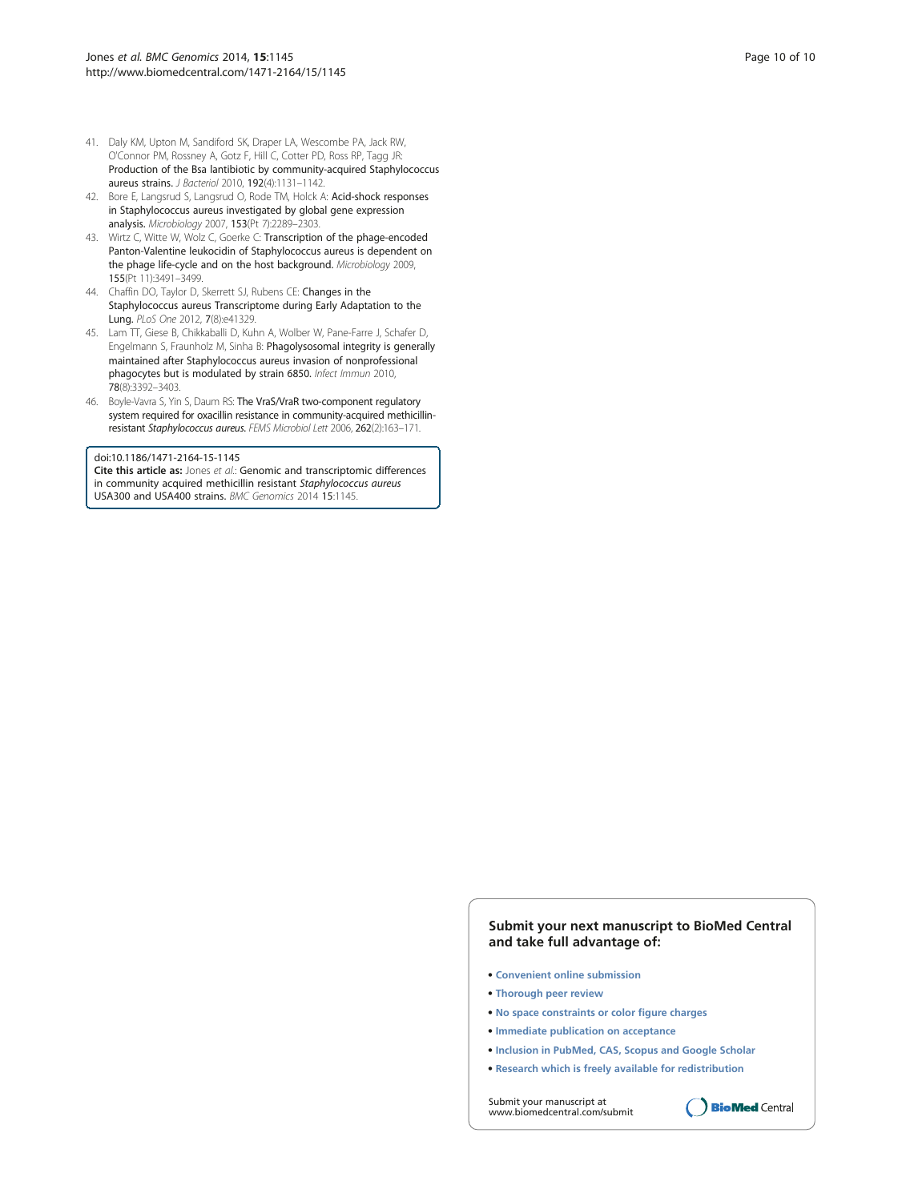41. Daly KM, Upton M, Sandiford SK, Draper LA, Wescombe PA, Jack RW, O'Connor PM, Rossney A, Gotz F, Hill C, Cotter PD, Ross RP, Tagg JR: **Production of the Bsa lantibiotic by community-acquired Staphylococcus aureus strains.** *J Bacteriol* 2010, **192**(4):1131–1142.
42. Bore E, Langsrud S, Langsrud O, Rode TM, Holck A: **Acid-shock responses in Staphylococcus aureus investigated by global gene expression analysis.** *Microbiology* 2007, **153**(Pt 7):2289–2303.
43. Wirtz C, Witte W, Wolz C, Goerke C: **Transcription of the phage-encoded Panton-Valentine leukocidin of Staphylococcus aureus is dependent on the phage life-cycle and on the host background.** *Microbiology* 2009, **155**(Pt 11):3491–3499.
44. Chaffin DO, Taylor D, Skerrett SJ, Rubens CE: **Changes in the Staphylococcus aureus Transcriptome during Early Adaptation to the Lung.** *PLoS One* 2012, **7**(8):e41329.
45. Lam TT, Giese B, Chikkaballi D, Kuhn A, Wolber W, Pane-Farre J, Schafer D, Engelmann S, Fraunholz M, Sinha B: **Phagolysosomal integrity is generally maintained after Staphylococcus aureus invasion of nonprofessional phagocytes but is modulated by strain 6850.** *Infect Immun* 2010, **78**(8):3392–3403.
46. Boyle-Vavra S, Yin S, Daum RS: **The VraS/VraR two-component regulatory system required for oxacillin resistance in community-acquired methicillin-resistant *Staphylococcus aureus*.** *FEMS Microbiol Lett* 2006, **262**(2):163–171.

doi:10.1186/1471-2164-15-1145
**Cite this article as:** Jones *et al.*: Genomic and transcriptomic differences in community acquired methicillin resistant *Staphylococcus aureus* USA300 and USA400 strains. *BMC Genomics* 2014 **15**:1145.

**Submit your next manuscript to BioMed Central and take full advantage of:**

- **Convenient online submission**
- **Thorough peer review**
- **No space constraints or color figure charges**
- **Immediate publication on acceptance**
- **Inclusion in PubMed, CAS, Scopus and Google Scholar**
- **Research which is freely available for redistribution**

Submit your manuscript at
www.biomedcentral.com/submit

BioMed Central